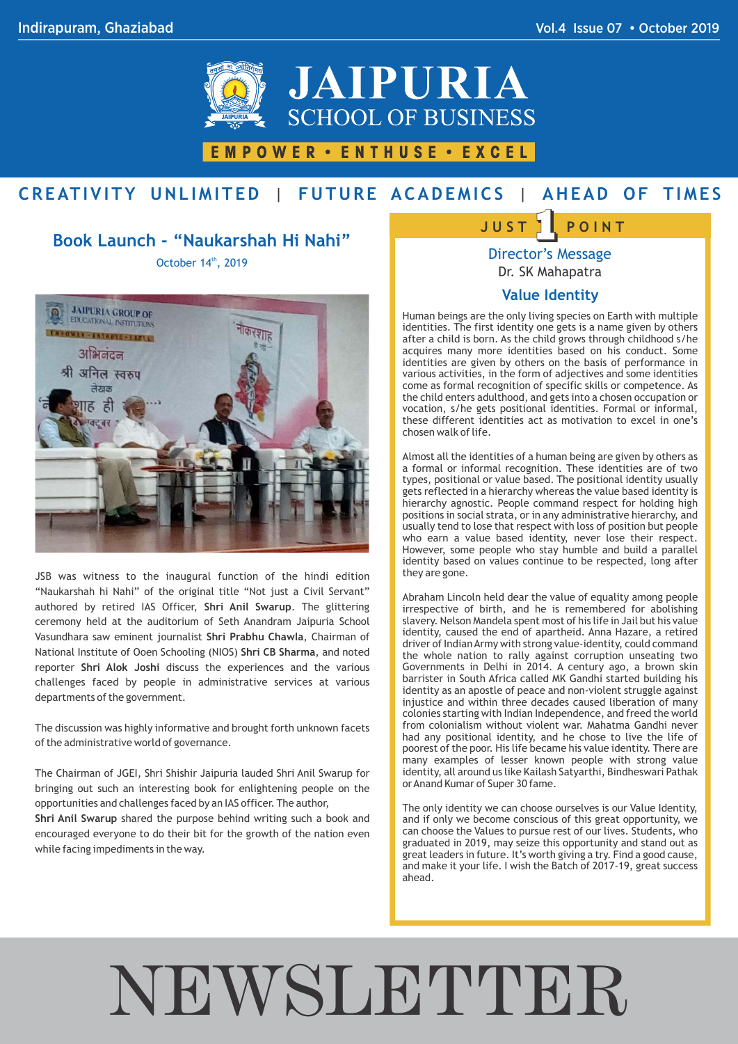Indirapuram, Ghaziabad

Vol.4 Issue 07 • October 2019

# JAIPURIA SCHOOL OF BUSINESS

EMPOWER • ENTHUSE • EXCEL

CREATIVITY UNLIMITED | FUTURE ACADEMICS | AHEAD OF TIMES

## Book Launch - "Naukarshah Hi Nahi"

October 14th, 2019

JSB was witness to the inaugural function of the hindi edition "Naukarshah hi Nahi" of the original title "Not just a Civil Servant" authored by retired IAS Officer, **Shri Anil Swarup**. The glittering ceremony held at the auditorium of Seth Anandram Jaipuria School Vasundhara saw eminent journalist **Shri Prabhu Chawla**, Chairman of National Institute of Ooen Schooling (NIOS) **Shri CB Sharma**, and noted reporter **Shri Alok Joshi** discuss the experiences and the various challenges faced by people in administrative services at various departments of the government.

The discussion was highly informative and brought forth unknown facets of the administrative world of governance.

The Chairman of JGEI, Shri Shishir Jaipuria lauded Shri Anil Swarup for bringing out such an interesting book for enlightening people on the opportunities and challenges faced by an IAS officer. The author, **Shri Anil Swarup** shared the purpose behind writing such a book and encouraged everyone to do their bit for the growth of the nation even while facing impediments in the way.

## JUST 1 POINT

### Director's Message

Dr. SK Mahapatra

### Value Identity

Human beings are the only living species on Earth with multiple identities. The first identity one gets is a name given by others after a child is born. As the child grows through childhood s/he acquires many more identities based on his conduct. Some identities are given by others on the basis of performance in various activities, in the form of adjectives and some identities come as formal recognition of specific skills or competence. As the child enters adulthood, and gets into a chosen occupation or vocation, s/he gets positional identities. Formal or informal, these different identities act as motivation to excel in one's chosen walk of life.

Almost all the identities of a human being are given by others as a formal or informal recognition. These identities are of two types, positional or value based. The positional identity usually gets reflected in a hierarchy whereas the value based identity is hierarchy agnostic. People command respect for holding high positions in social strata, or in any administrative hierarchy, and usually tend to lose that respect with loss of position but people who earn a value based identity, never lose their respect. However, some people who stay humble and build a parallel identity based on values continue to be respected, long after they are gone.

Abraham Lincoln held dear the value of equality among people irrespective of birth, and he is remembered for abolishing slavery. Nelson Mandela spent most of his life in Jail but his value identity, caused the end of apartheid. Anna Hazare, a retired driver of Indian Army with strong value-identity, could command the whole nation to rally against corruption unseating two Governments in Delhi in 2014. A century ago, a brown skin barrister in South Africa called MK Gandhi started building his identity as an apostle of peace and non-violent struggle against injustice and within three decades caused liberation of many colonies starting with Indian Independence, and freed the world from colonialism without violent war. Mahatma Gandhi never had any positional identity, and he chose to live the life of poorest of the poor. His life became his value identity. There are many examples of lesser known people with strong value identity, all around us like Kailash Satyarthi, Bindheswari Pathak or Anand Kumar of Super 30 fame.

The only identity we can choose ourselves is our Value Identity, and if only we become conscious of this great opportunity, we can choose the Values to pursue rest of our lives. Students, who graduated in 2019, may seize this opportunity and stand out as great leaders in future. It's worth giving a try. Find a good cause, and make it your life. I wish the Batch of 2017-19, great success ahead.

# NEWSLETTER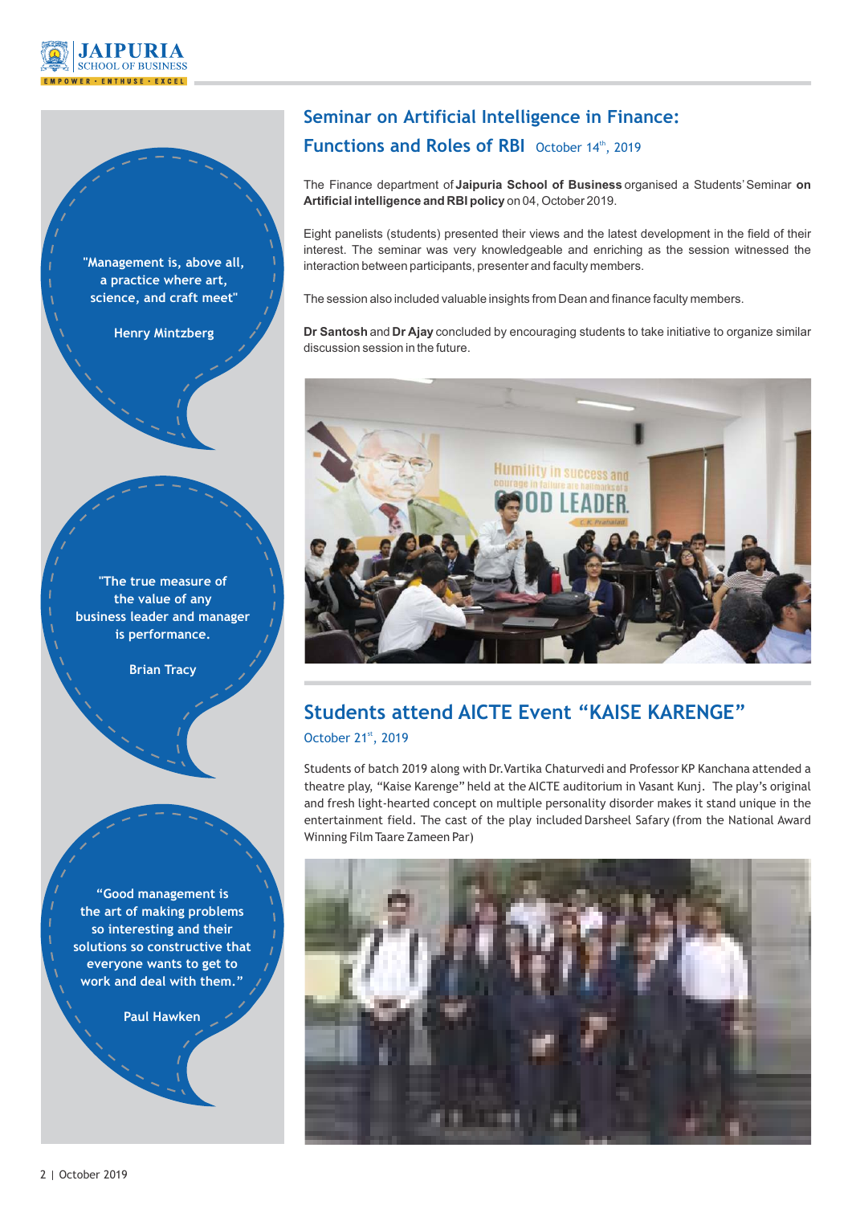"Management is, above all, a practice where art, science, and craft meet"

Henry Mintzberg

"The true measure of the value of any business leader and manager is performance.

Brian Tracy

"Good management is the art of making problems so interesting and their solutions so constructive that everyone wants to get to work and deal with them."

Paul Hawken

## Seminar on Artificial Intelligence in Finance: Functions and Roles of RBI

October 14th, 2019

The Finance department of **Jaipuria School of Business** organised a Students' Seminar **on Artificial intelligence and RBI policy** on 04, October 2019.

Eight panelists (students) presented their views and the latest development in the field of their interest. The seminar was very knowledgeable and enriching as the session witnessed the interaction between participants, presenter and faculty members.

The session also included valuable insights from Dean and finance faculty members.

**Dr Santosh** and **Dr Ajay** concluded by encouraging students to take initiative to organize similar discussion session in the future.

## Students attend AICTE Event "KAISE KARENGE"

October 21st, 2019

Students of batch 2019 along with Dr.Vartika Chaturvedi and Professor KP Kanchana attended a theatre play, "Kaise Karenge" held at the AICTE auditorium in Vasant Kunj. The play's original and fresh light-hearted concept on multiple personality disorder makes it stand unique in the entertainment field. The cast of the play included Darsheel Safary (from the National Award Winning Film Taare Zameen Par)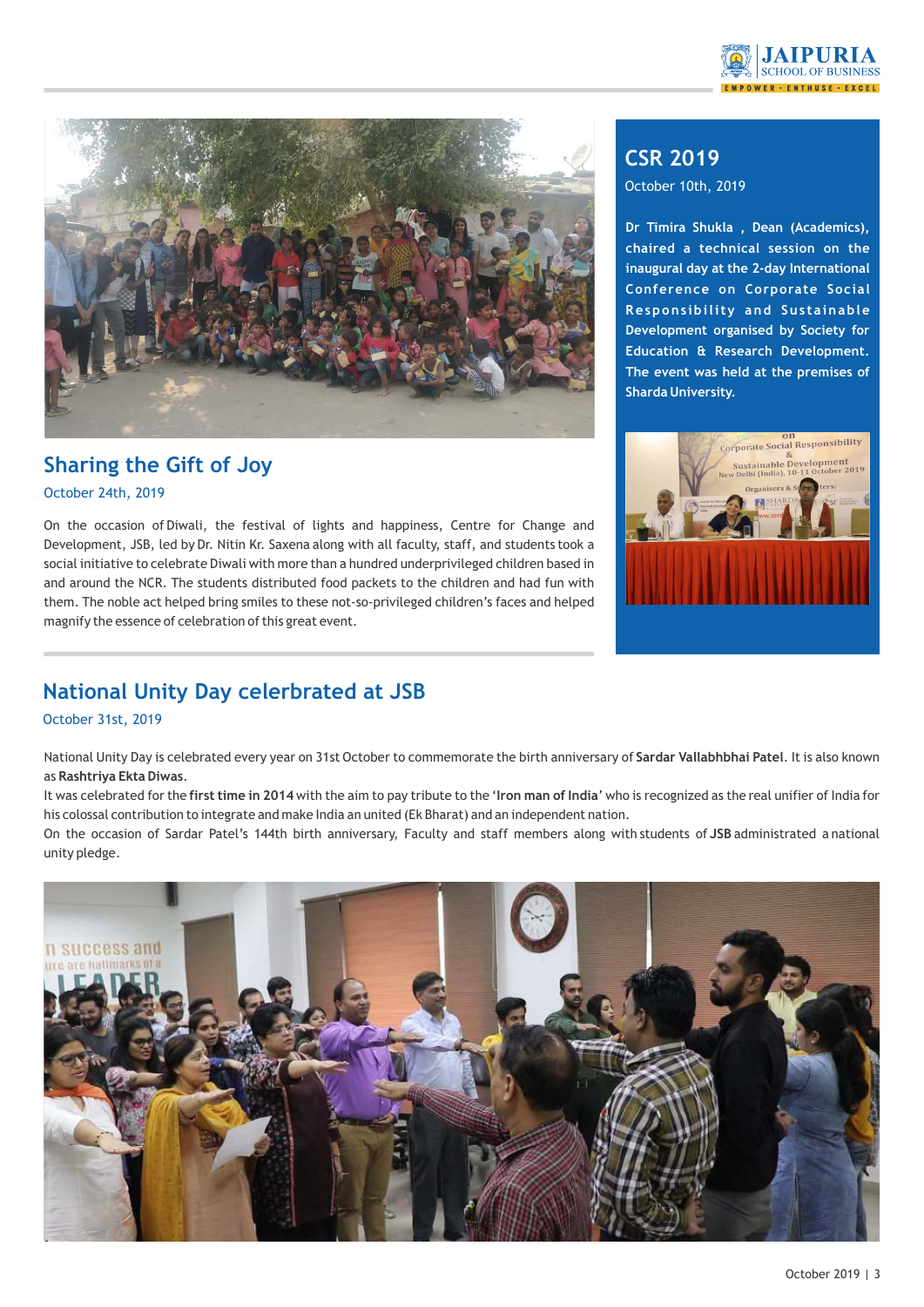## Sharing the Gift of Joy

October 24th, 2019

On the occasion of Diwali, the festival of lights and happiness, Centre for Change and Development, JSB, led by Dr. Nitin Kr. Saxena along with all faculty, staff, and students took a social initiative to celebrate Diwali with more than a hundred underprivileged children based in and around the NCR. The students distributed food packets to the children and had fun with them. The noble act helped bring smiles to these not-so-privileged children's faces and helped magnify the essence of celebration of this great event.

## CSR 2019

October 10th, 2019

**Dr Timira Shukla , Dean (Academics), chaired a technical session on the inaugural day at the 2-day International Conference on Corporate Social Responsibility and Sustainable Development organised by Society for Education & Research Development. The event was held at the premises of Sharda University.**

## National Unity Day celerbrated at JSB

October 31st, 2019

National Unity Day is celebrated every year on 31st October to commemorate the birth anniversary of **Sardar Vallabhbhai Patel**. It is also known as **Rashtriya Ekta Diwas**.

It was celebrated for the **first time in 2014** with the aim to pay tribute to the '**Iron man of India**' who is recognized as the real unifier of India for his colossal contribution to integrate and make India an united (Ek Bharat) and an independent nation.

On the occasion of Sardar Patel's 144th birth anniversary, Faculty and staff members along with students of **JSB** administrated a national unity pledge.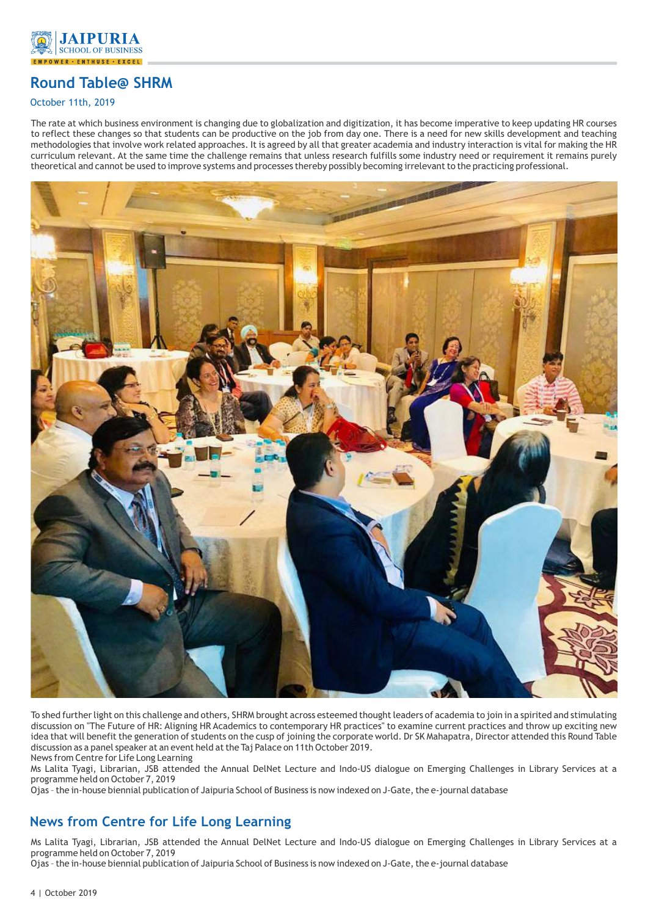## Round Table@ SHRM

October 11th, 2019

The rate at which business environment is changing due to globalization and digitization, it has become imperative to keep updating HR courses to reflect these changes so that students can be productive on the job from day one. There is a need for new skills development and teaching methodologies that involve work related approaches. It is agreed by all that greater academia and industry interaction is vital for making the HR curriculum relevant. At the same time the challenge remains that unless research fulfills some industry need or requirement it remains purely theoretical and cannot be used to improve systems and processes thereby possibly becoming irrelevant to the practicing professional.

To shed further light on this challenge and others, SHRM brought across esteemed thought leaders of academia to join in a spirited and stimulating discussion on "The Future of HR: Aligning HR Academics to contemporary HR practices" to examine current practices and throw up exciting new idea that will benefit the generation of students on the cusp of joining the corporate world. Dr SK Mahapatra, Director attended this Round Table discussion as a panel speaker at an event held at the Taj Palace on 11th October 2019.
News from Centre for Life Long Learning
Ms Lalita Tyagi, Librarian, JSB attended the Annual DelNet Lecture and Indo-US dialogue on Emerging Challenges in Library Services at a programme held on October 7, 2019
Ojas - the in-house biennial publication of Jaipuria School of Business is now indexed on J-Gate, the e-journal database

## News from Centre for Life Long Learning

Ms Lalita Tyagi, Librarian, JSB attended the Annual DelNet Lecture and Indo-US dialogue on Emerging Challenges in Library Services at a programme held on October 7, 2019
Ojas - the in-house biennial publication of Jaipuria School of Business is now indexed on J-Gate, the e-journal database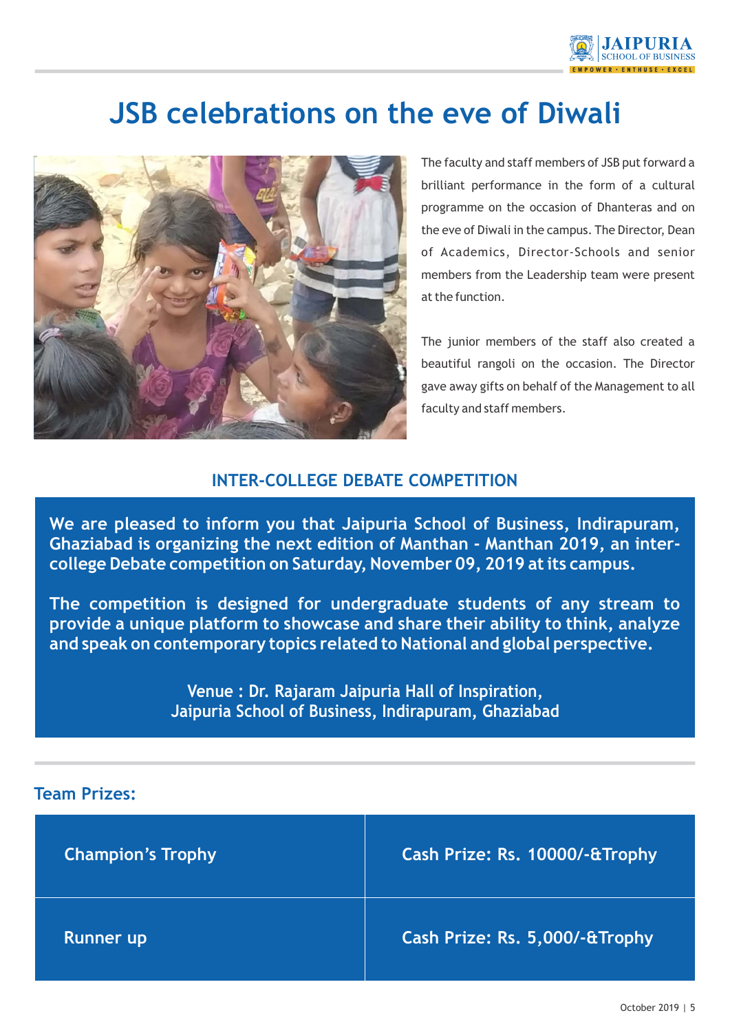# JSB celebrations on the eve of Diwali

The faculty and staff members of JSB put forward a brilliant performance in the form of a cultural programme on the occasion of Dhanteras and on the eve of Diwali in the campus. The Director, Dean of Academics, Director-Schools and senior members from the Leadership team were present at the function.

The junior members of the staff also created a beautiful rangoli on the occasion. The Director gave away gifts on behalf of the Management to all faculty and staff members.

## INTER-COLLEGE DEBATE COMPETITION

**We are pleased to inform you that Jaipuria School of Business, Indirapuram, Ghaziabad is organizing the next edition of Manthan - Manthan 2019, an inter-college Debate competition on Saturday, November 09, 2019 at its campus.**

**The competition is designed for undergraduate students of any stream to provide a unique platform to showcase and share their ability to think, analyze and speak on contemporary topics related to National and global perspective.**

Venue : Dr. Rajaram Jaipuria Hall of Inspiration,
Jaipuria School of Business, Indirapuram, Ghaziabad

### Team Prizes:

| | |
|---|---|
| Champion's Trophy | Cash Prize: Rs. 10000/-&Trophy |
| Runner up | Cash Prize: Rs. 5,000/-&Trophy |